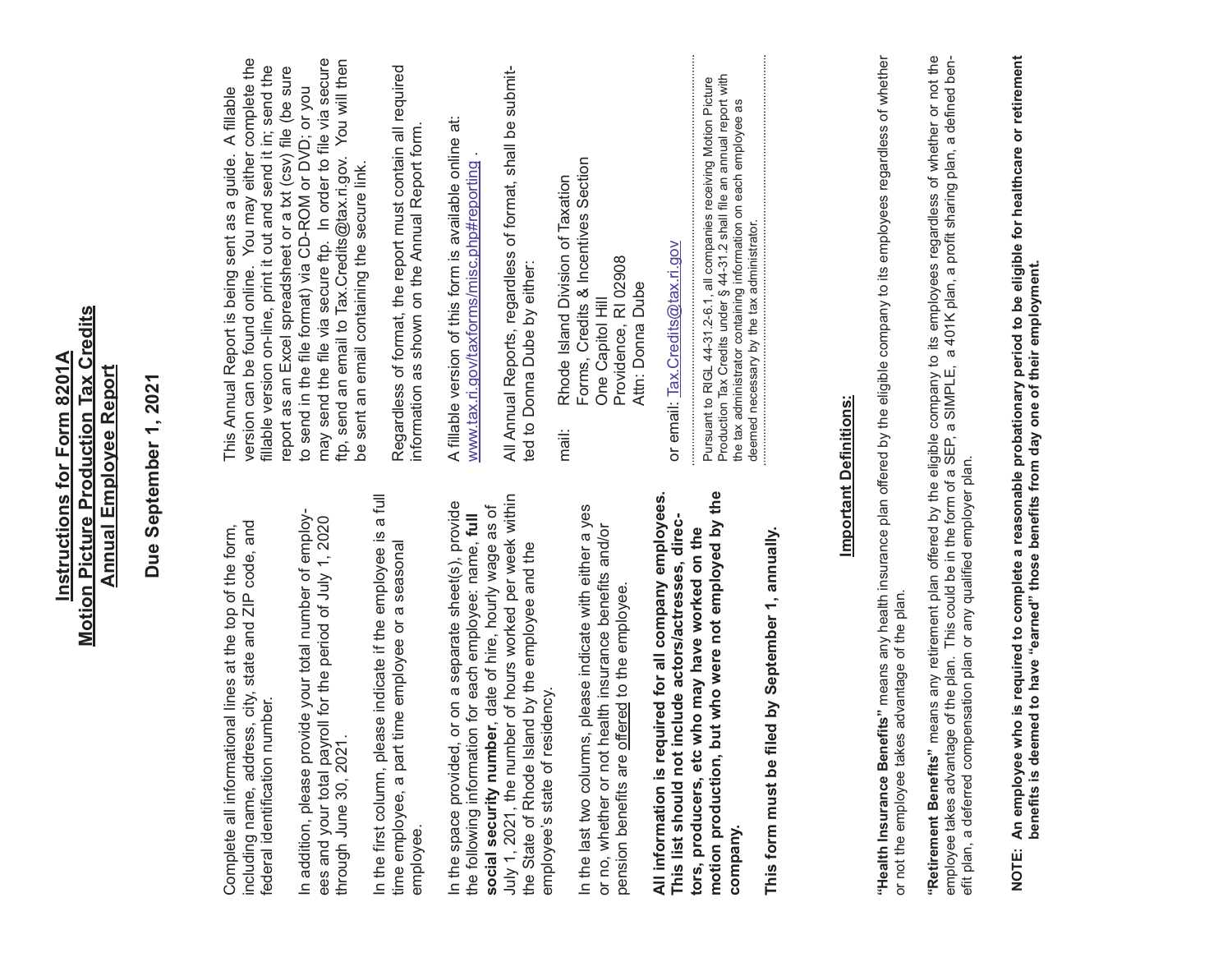# Instructions for Form 8201A
## Motion Picture Production Tax Credits
## Annual Employee Report

### Due September 1, 2021

Complete all informational lines at the top of the form, including name, address, city, state and ZIP code, and federal identification number.

In addition, please provide your total number of employees and your total payroll for the period of July 1, 2020 through June 30, 2021.

In the first column, please indicate if the employee is a full time employee, a part time employee or a seasonal employee.

In the space provided, or on a separate sheet(s), provide the following information for each employee: name, **full social security number**, date of hire, hourly wage as of July 1, 2021, the number of hours worked per week within the State of Rhode Island by the employee and the employee's state of residency.

In the last two columns, please indicate with either a yes or no, whether or not health insurance benefits and/or pension benefits are <u>offered</u> to the employee.

**All information is required for all company employees. This list should not include actors/actresses, directors, producers, etc who may have worked on the motion production, but who were not employed by the company.**

**This form must be filed by September 1, annually.**

This Annual Report is being sent as a guide. A fillable version can be found online. You may either complete the fillable version on-line, print it out and send it in; send the report as an Excel spreadsheet or a txt (csv) file (be sure to send in the file format) via CD-ROM or DVD; or you may send the file via secure ftp. In order to file via secure ftp, send an email to Tax.Credits@tax.ri.gov. You will then be sent an email containing the secure link.

Regardless of format, the report must contain all required information as shown on the Annual Report form.

A fillable version of this form is available online at: www.tax.ri.gov/taxforms/misc.php#reporting .

All Annual Reports, regardless of format, shall be submitted to Donna Dube by either:

mail: Rhode Island Division of Taxation
Forms, Credits & Incentives Section
One Capitol Hill
Providence, RI 02908
Attn: Donna Dube

or email: Tax.Credits@tax.ri.gov

Pursuant to RIGL 44-31.2-6.1, all companies receiving Motion Picture Production Tax Credits under § 44-31.2 shall file an annual report with the tax administrator containing information on each employee as deemed necessary by the tax administrator.

## Important Definitions:

**"Health Insurance Benefits"** means any health insurance plan offered by the eligible company to its employees regardless of whether or not the employee takes advantage of the plan.

**"Retirement Benefits"** means any retirement plan offered by the eligible company to its employees regardless of whether or not the employee takes advantage of the plan. This could be in the form of a SEP, a SIMPLE, a 401K plan, a profit sharing plan, a defined benefit plan, a deferred compensation plan or any qualified employer plan.

**NOTE: An employee who is required to complete a reasonable probationary period to be eligible for healthcare or retirement benefits is deemed to have "earned" those benefits from day one of their employment.**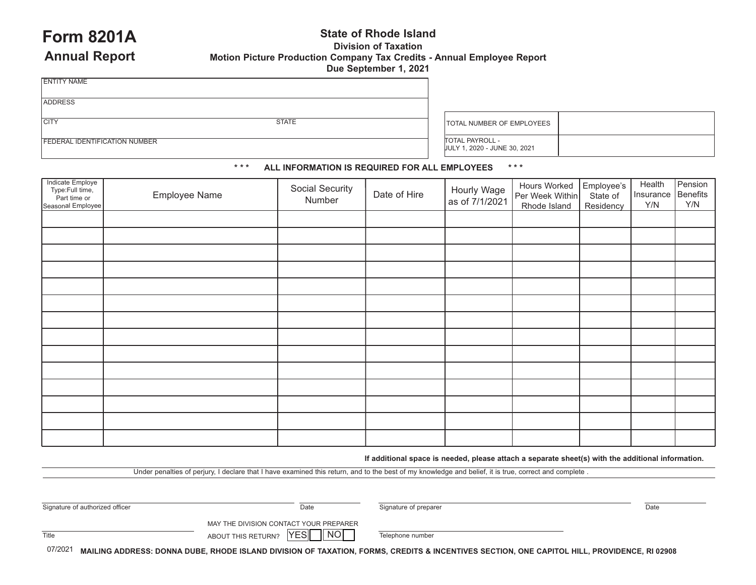# Form 8201A
## Annual Report

**State of Rhode Island**
**Division of Taxation**
**Motion Picture Production Company Tax Credits - Annual Employee Report**
**Due September 1, 2021**

| | |
|---|---|
| ENTITY NAME | |
| ADDRESS | |
| CITY | STATE |
| FEDERAL IDENTIFICATION NUMBER | |

| | |
|---|---|
| TOTAL NUMBER OF EMPLOYEES | |
| TOTAL PAYROLL - JULY 1, 2020 - JUNE 30, 2021 | |

**\* \* \* ALL INFORMATION IS REQUIRED FOR ALL EMPLOYEES \* \* \***

| Indicate Employe Type:Full time, Part time or Seasonal Employee | Employee Name | Social Security Number | Date of Hire | Hourly Wage as of 7/1/2021 | Hours Worked Per Week Within Rhode Island | Employee's State of Residency | Health Insurance Y/N | Pension Benefits Y/N |
|---|---|---|---|---|---|---|---|---|
| | | | | | | | | |
| | | | | | | | | |
| | | | | | | | | |
| | | | | | | | | |
| | | | | | | | | |
| | | | | | | | | |
| | | | | | | | | |
| | | | | | | | | |
| | | | | | | | | |
| | | | | | | | | |
| | | | | | | | | |
| | | | | | | | | |
| | | | | | | | | |
| | | | | | | | | |

**If additional space is needed, please attach a separate sheet(s) with the additional information.**

Under penalties of perjury, I declare that I have examined this return, and to the best of my knowledge and belief, it is true, correct and complete .

Signature of authorized officer _______________ Date _______________

Signature of preparer _______________ Date _______________

Title _______________

MAY THE DIVISION CONTACT YOUR PREPARER ABOUT THIS RETURN? YES ☐ NO ☐

Telephone number _______________

07/2021 **MAILING ADDRESS: DONNA DUBE, RHODE ISLAND DIVISION OF TAXATION, FORMS, CREDITS & INCENTIVES SECTION, ONE CAPITOL HILL, PROVIDENCE, RI 02908**